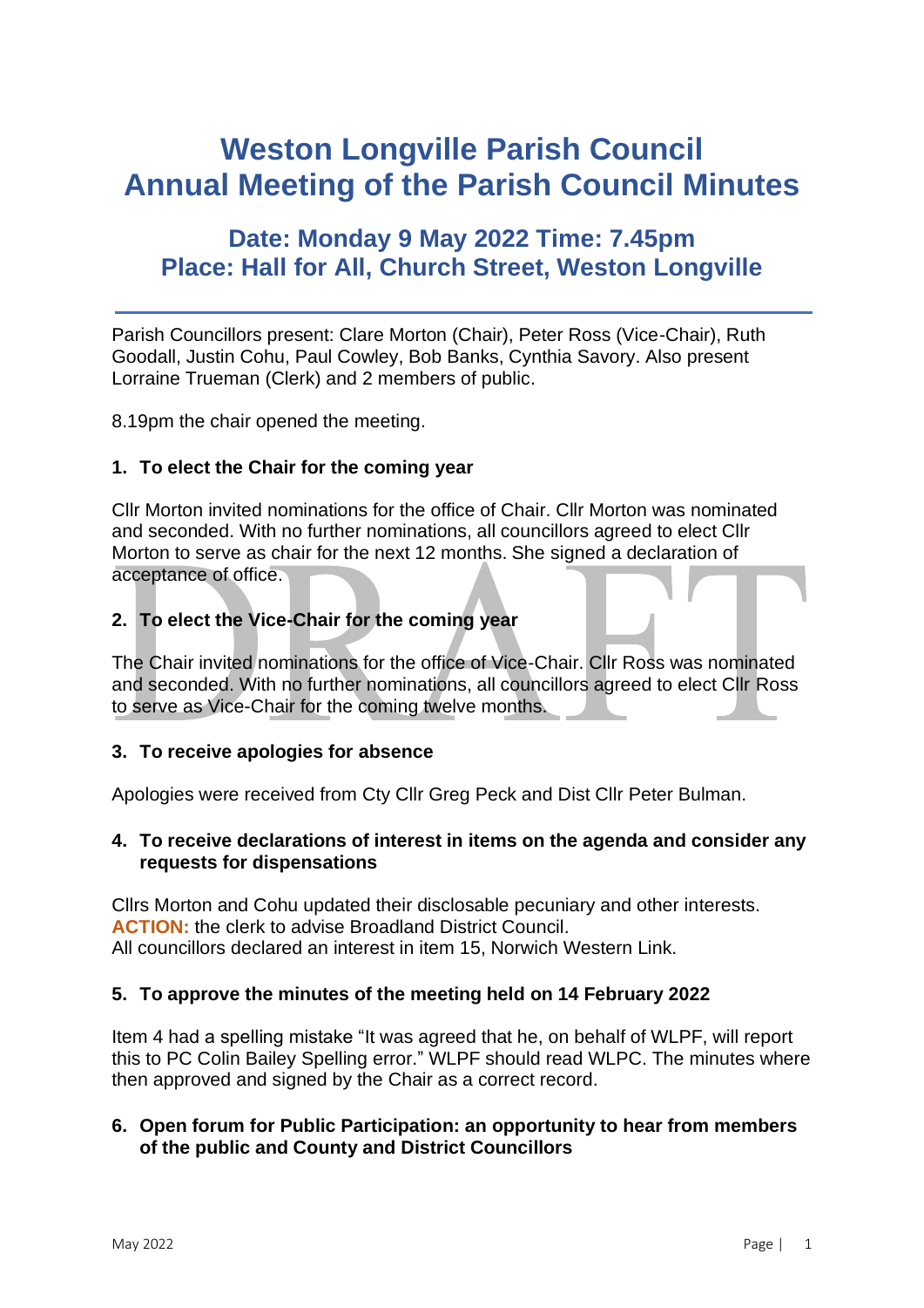# Weston Longville Parish Council
# Annual Meeting of the Parish Council Minutes

## Date: Monday 9 May 2022 Time: 7.45pm
## Place: Hall for All, Church Street, Weston Longville

Parish Councillors present: Clare Morton (Chair), Peter Ross (Vice-Chair), Ruth Goodall, Justin Cohu, Paul Cowley, Bob Banks, Cynthia Savory. Also present Lorraine Trueman (Clerk) and 2 members of public.

8.19pm the chair opened the meeting.

### 1. To elect the Chair for the coming year

Cllr Morton invited nominations for the office of Chair. Cllr Morton was nominated and seconded. With no further nominations, all councillors agreed to elect Cllr Morton to serve as chair for the next 12 months. She signed a declaration of acceptance of office.

### 2. To elect the Vice-Chair for the coming year

The Chair invited nominations for the office of Vice-Chair. Cllr Ross was nominated and seconded. With no further nominations, all councillors agreed to elect Cllr Ross to serve as Vice-Chair for the coming twelve months.

### 3. To receive apologies for absence

Apologies were received from Cty Cllr Greg Peck and Dist Cllr Peter Bulman.

### 4. To receive declarations of interest in items on the agenda and consider any requests for dispensations

Cllrs Morton and Cohu updated their disclosable pecuniary and other interests.
**ACTION:** the clerk to advise Broadland District Council.
All councillors declared an interest in item 15, Norwich Western Link.

### 5. To approve the minutes of the meeting held on 14 February 2022

Item 4 had a spelling mistake "It was agreed that he, on behalf of WLPF, will report this to PC Colin Bailey Spelling error." WLPF should read WLPC. The minutes where then approved and signed by the Chair as a correct record.

### 6. Open forum for Public Participation: an opportunity to hear from members of the public and County and District Councillors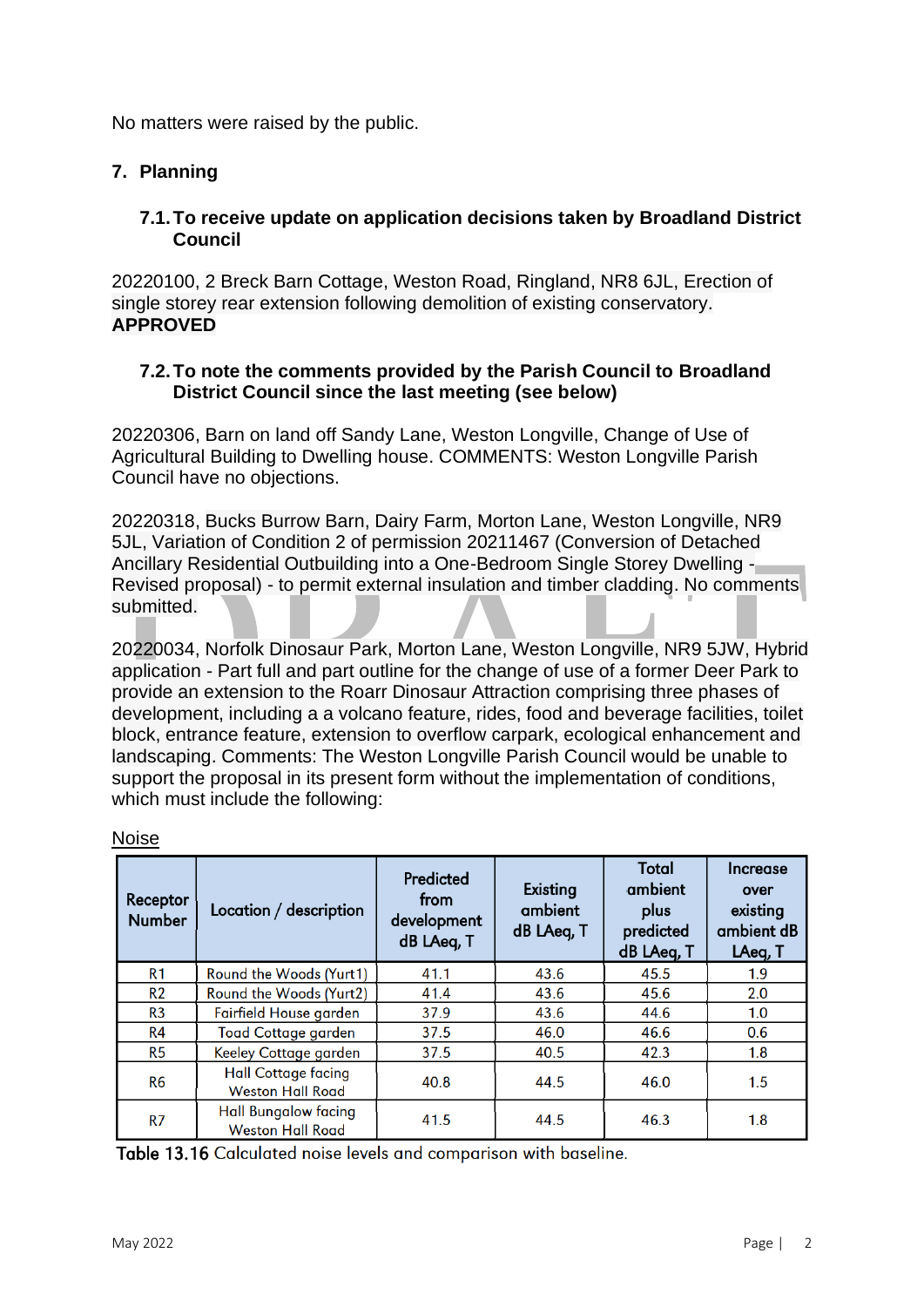No matters were raised by the public.

## 7. Planning

### 7.1. To receive update on application decisions taken by Broadland District Council

20220100, 2 Breck Barn Cottage, Weston Road, Ringland, NR8 6JL, Erection of single storey rear extension following demolition of existing conservatory. **APPROVED**

### 7.2. To note the comments provided by the Parish Council to Broadland District Council since the last meeting (see below)

20220306, Barn on land off Sandy Lane, Weston Longville, Change of Use of Agricultural Building to Dwelling house. COMMENTS: Weston Longville Parish Council have no objections.

20220318, Bucks Burrow Barn, Dairy Farm, Morton Lane, Weston Longville, NR9 5JL, Variation of Condition 2 of permission 20211467 (Conversion of Detached Ancillary Residential Outbuilding into a One-Bedroom Single Storey Dwelling - Revised proposal) - to permit external insulation and timber cladding. No comments submitted.

20220034, Norfolk Dinosaur Park, Morton Lane, Weston Longville, NR9 5JW, Hybrid application - Part full and part outline for the change of use of a former Deer Park to provide an extension to the Roarr Dinosaur Attraction comprising three phases of development, including a a volcano feature, rides, food and beverage facilities, toilet block, entrance feature, extension to overflow carpark, ecological enhancement and landscaping. Comments: The Weston Longville Parish Council would be unable to support the proposal in its present form without the implementation of conditions, which must include the following:

<u>Noise</u>

| Receptor Number | Location / description | Predicted from development dB LAeq, T | Existing ambient dB LAeq, T | Total ambient plus predicted dB LAeq, T | Increase over existing ambient dB LAeq, T |
|---|---|---|---|---|---|
| R1 | Round the Woods (Yurt1) | 41.1 | 43.6 | 45.5 | 1.9 |
| R2 | Round the Woods (Yurt2) | 41.4 | 43.6 | 45.6 | 2.0 |
| R3 | Fairfield House garden | 37.9 | 43.6 | 44.6 | 1.0 |
| R4 | Toad Cottage garden | 37.5 | 46.0 | 46.6 | 0.6 |
| R5 | Keeley Cottage garden | 37.5 | 40.5 | 42.3 | 1.8 |
| R6 | Hall Cottage facing Weston Hall Road | 40.8 | 44.5 | 46.0 | 1.5 |
| R7 | Hall Bungalow facing Weston Hall Road | 41.5 | 44.5 | 46.3 | 1.8 |

**Table 13.16** Calculated noise levels and comparison with baseline.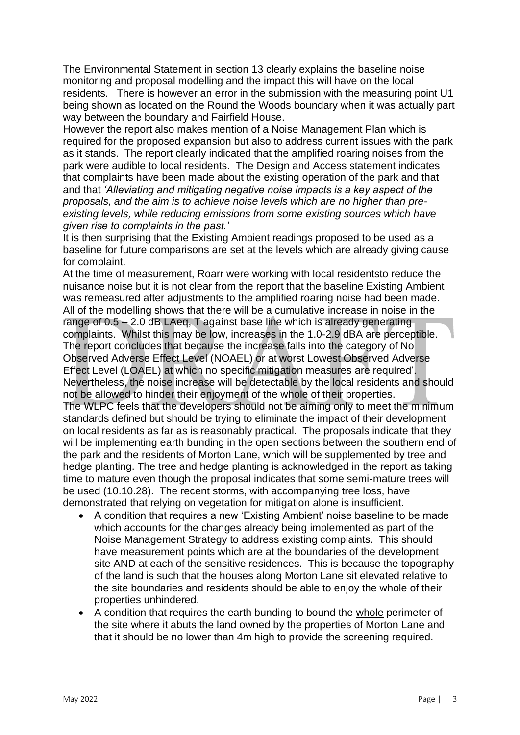The Environmental Statement in section 13 clearly explains the baseline noise monitoring and proposal modelling and the impact this will have on the local residents. There is however an error in the submission with the measuring point U1 being shown as located on the Round the Woods boundary when it was actually part way between the boundary and Fairfield House.

However the report also makes mention of a Noise Management Plan which is required for the proposed expansion but also to address current issues with the park as it stands. The report clearly indicated that the amplified roaring noises from the park were audible to local residents. The Design and Access statement indicates that complaints have been made about the existing operation of the park and that and that *'Alleviating and mitigating negative noise impacts is a key aspect of the proposals, and the aim is to achieve noise levels which are no higher than pre-existing levels, while reducing emissions from some existing sources which have given rise to complaints in the past.'*

It is then surprising that the Existing Ambient readings proposed to be used as a baseline for future comparisons are set at the levels which are already giving cause for complaint.

At the time of measurement, Roarr were working with local residentsto reduce the nuisance noise but it is not clear from the report that the baseline Existing Ambient was remeasured after adjustments to the amplified roaring noise had been made.

All of the modelling shows that there will be a cumulative increase in noise in the range of 0.5 – 2.0 dB LAeq, T against base line which is already generating complaints. Whilst this may be low, increases in the 1.0-2.9 dBA are perceptible. The report concludes that because the increase falls into the category of No Observed Adverse Effect Level (NOAEL) or at worst Lowest Observed Adverse Effect Level (LOAEL) at which no specific mitigation measures are required'. Nevertheless, the noise increase will be detectable by the local residents and should not be allowed to hinder their enjoyment of the whole of their properties.

The WLPC feels that the developers should not be aiming only to meet the minimum standards defined but should be trying to eliminate the impact of their development on local residents as far as is reasonably practical. The proposals indicate that they will be implementing earth bunding in the open sections between the southern end of the park and the residents of Morton Lane, which will be supplemented by tree and hedge planting. The tree and hedge planting is acknowledged in the report as taking time to mature even though the proposal indicates that some semi-mature trees will be used (10.10.28). The recent storms, with accompanying tree loss, have demonstrated that relying on vegetation for mitigation alone is insufficient.

- A condition that requires a new 'Existing Ambient' noise baseline to be made which accounts for the changes already being implemented as part of the Noise Management Strategy to address existing complaints. This should have measurement points which are at the boundaries of the development site AND at each of the sensitive residences. This is because the topography of the land is such that the houses along Morton Lane sit elevated relative to the site boundaries and residents should be able to enjoy the whole of their properties unhindered.
- A condition that requires the earth bunding to bound the <u>whole</u> perimeter of the site where it abuts the land owned by the properties of Morton Lane and that it should be no lower than 4m high to provide the screening required.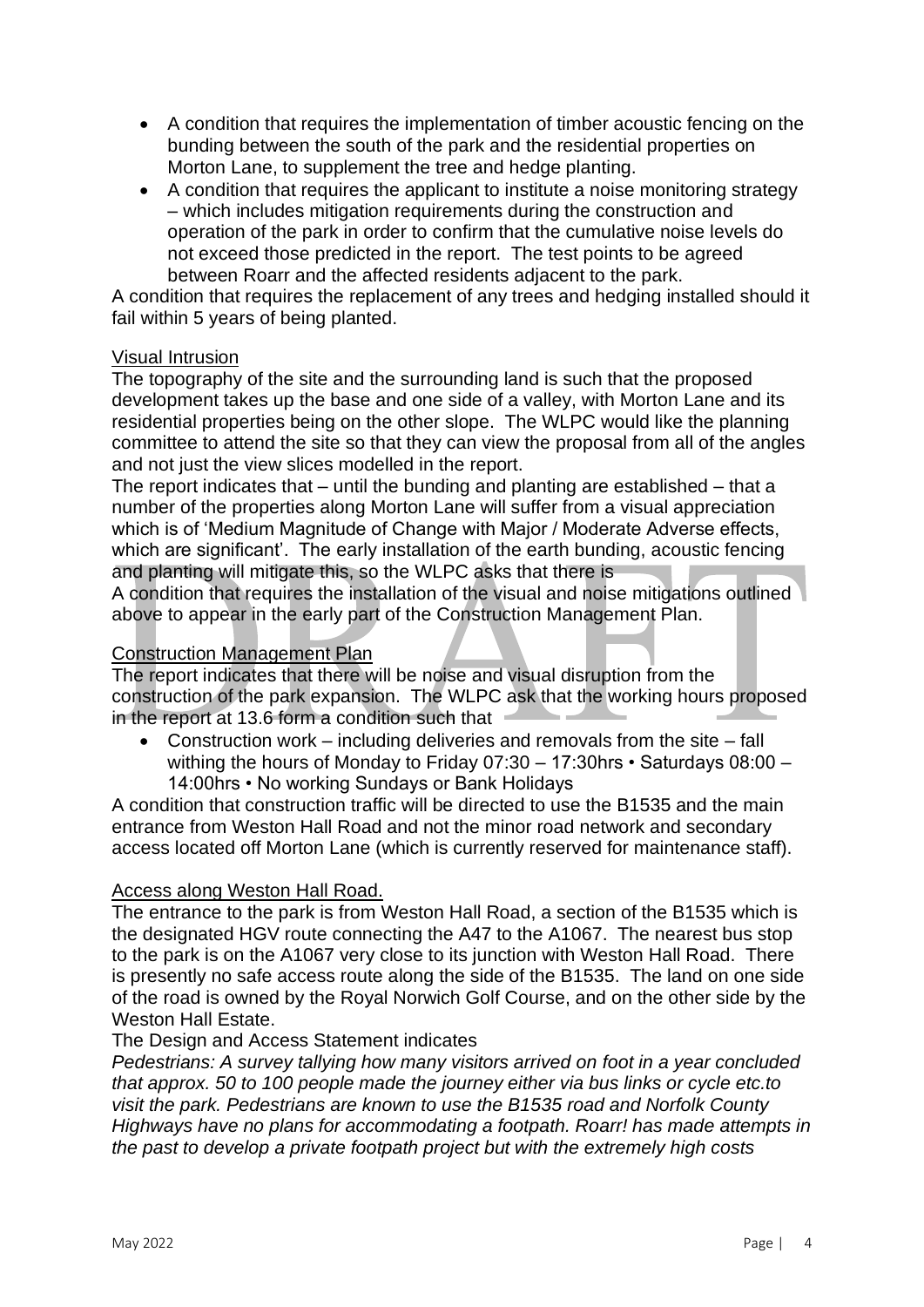- A condition that requires the implementation of timber acoustic fencing on the bunding between the south of the park and the residential properties on Morton Lane, to supplement the tree and hedge planting.
- A condition that requires the applicant to institute a noise monitoring strategy – which includes mitigation requirements during the construction and operation of the park in order to confirm that the cumulative noise levels do not exceed those predicted in the report. The test points to be agreed between Roarr and the affected residents adjacent to the park.

A condition that requires the replacement of any trees and hedging installed should it fail within 5 years of being planted.

Visual Intrusion

The topography of the site and the surrounding land is such that the proposed development takes up the base and one side of a valley, with Morton Lane and its residential properties being on the other slope. The WLPC would like the planning committee to attend the site so that they can view the proposal from all of the angles and not just the view slices modelled in the report.

The report indicates that – until the bunding and planting are established – that a number of the properties along Morton Lane will suffer from a visual appreciation which is of 'Medium Magnitude of Change with Major / Moderate Adverse effects, which are significant'. The early installation of the earth bunding, acoustic fencing and planting will mitigate this, so the WLPC asks that there is

A condition that requires the installation of the visual and noise mitigations outlined above to appear in the early part of the Construction Management Plan.

Construction Management Plan

The report indicates that there will be noise and visual disruption from the construction of the park expansion. The WLPC ask that the working hours proposed in the report at 13.6 form a condition such that

- Construction work – including deliveries and removals from the site – fall withing the hours of Monday to Friday 07:30 – 17:30hrs • Saturdays 08:00 – 14:00hrs • No working Sundays or Bank Holidays

A condition that construction traffic will be directed to use the B1535 and the main entrance from Weston Hall Road and not the minor road network and secondary access located off Morton Lane (which is currently reserved for maintenance staff).

Access along Weston Hall Road.

The entrance to the park is from Weston Hall Road, a section of the B1535 which is the designated HGV route connecting the A47 to the A1067. The nearest bus stop to the park is on the A1067 very close to its junction with Weston Hall Road. There is presently no safe access route along the side of the B1535. The land on one side of the road is owned by the Royal Norwich Golf Course, and on the other side by the Weston Hall Estate.

The Design and Access Statement indicates

*Pedestrians: A survey tallying how many visitors arrived on foot in a year concluded that approx. 50 to 100 people made the journey either via bus links or cycle etc.to visit the park. Pedestrians are known to use the B1535 road and Norfolk County Highways have no plans for accommodating a footpath. Roarr! has made attempts in the past to develop a private footpath project but with the extremely high costs*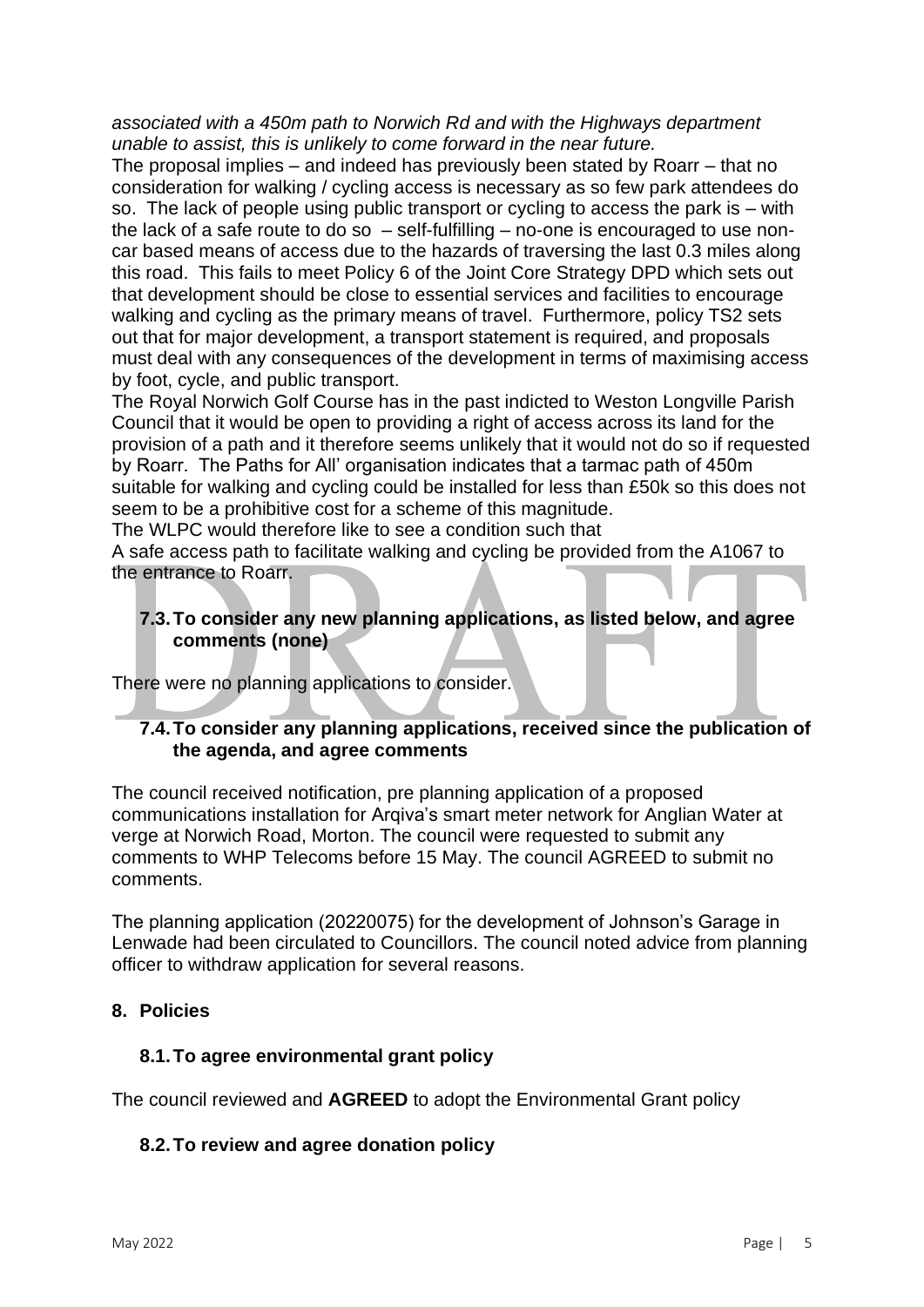*associated with a 450m path to Norwich Rd and with the Highways department unable to assist, this is unlikely to come forward in the near future.*

The proposal implies – and indeed has previously been stated by Roarr – that no consideration for walking / cycling access is necessary as so few park attendees do so. The lack of people using public transport or cycling to access the park is – with the lack of a safe route to do so – self-fulfilling – no-one is encouraged to use non-car based means of access due to the hazards of traversing the last 0.3 miles along this road. This fails to meet Policy 6 of the Joint Core Strategy DPD which sets out that development should be close to essential services and facilities to encourage walking and cycling as the primary means of travel. Furthermore, policy TS2 sets out that for major development, a transport statement is required, and proposals must deal with any consequences of the development in terms of maximising access by foot, cycle, and public transport.

The Royal Norwich Golf Course has in the past indicted to Weston Longville Parish Council that it would be open to providing a right of access across its land for the provision of a path and it therefore seems unlikely that it would not do so if requested by Roarr. The Paths for All' organisation indicates that a tarmac path of 450m suitable for walking and cycling could be installed for less than £50k so this does not seem to be a prohibitive cost for a scheme of this magnitude.

The WLPC would therefore like to see a condition such that

A safe access path to facilitate walking and cycling be provided from the A1067 to the entrance to Roarr.

### 7.3. To consider any new planning applications, as listed below, and agree comments (none)

There were no planning applications to consider.

### 7.4. To consider any planning applications, received since the publication of the agenda, and agree comments

The council received notification, pre planning application of a proposed communications installation for Arqiva's smart meter network for Anglian Water at verge at Norwich Road, Morton. The council were requested to submit any comments to WHP Telecoms before 15 May. The council AGREED to submit no comments.

The planning application (20220075) for the development of Johnson's Garage in Lenwade had been circulated to Councillors. The council noted advice from planning officer to withdraw application for several reasons.

## 8. Policies

### 8.1. To agree environmental grant policy

The council reviewed and **AGREED** to adopt the Environmental Grant policy

### 8.2. To review and agree donation policy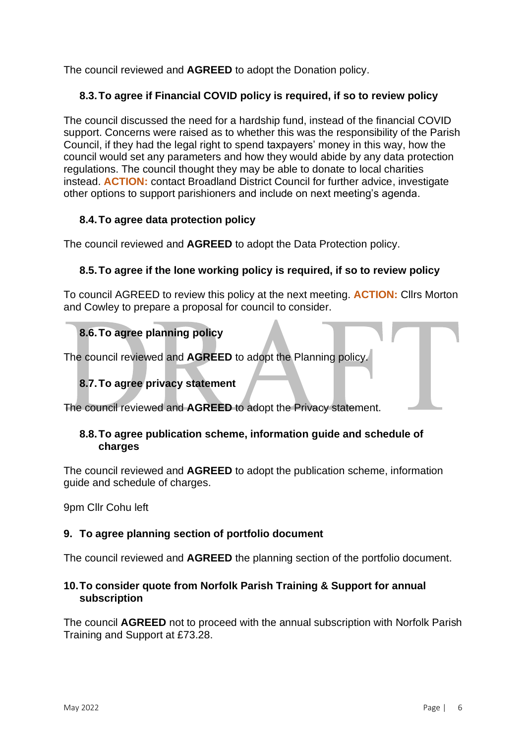The council reviewed and **AGREED** to adopt the Donation policy.

### 8.3. To agree if Financial COVID policy is required, if so to review policy

The council discussed the need for a hardship fund, instead of the financial COVID support. Concerns were raised as to whether this was the responsibility of the Parish Council, if they had the legal right to spend taxpayers' money in this way, how the council would set any parameters and how they would abide by any data protection regulations. The council thought they may be able to donate to local charities instead. **ACTION:** contact Broadland District Council for further advice, investigate other options to support parishioners and include on next meeting's agenda.

### 8.4. To agree data protection policy

The council reviewed and **AGREED** to adopt the Data Protection policy.

### 8.5. To agree if the lone working policy is required, if so to review policy

To council AGREED to review this policy at the next meeting. **ACTION:** Cllrs Morton and Cowley to prepare a proposal for council to consider.

### 8.6. To agree planning policy

The council reviewed and **AGREED** to adopt the Planning policy.

### 8.7. To agree privacy statement

The council reviewed and **AGREED** to adopt the Privacy statement.

### 8.8. To agree publication scheme, information guide and schedule of charges

The council reviewed and **AGREED** to adopt the publication scheme, information guide and schedule of charges.

9pm Cllr Cohu left

## 9. To agree planning section of portfolio document

The council reviewed and **AGREED** the planning section of the portfolio document.

## 10. To consider quote from Norfolk Parish Training & Support for annual subscription

The council **AGREED** not to proceed with the annual subscription with Norfolk Parish Training and Support at £73.28.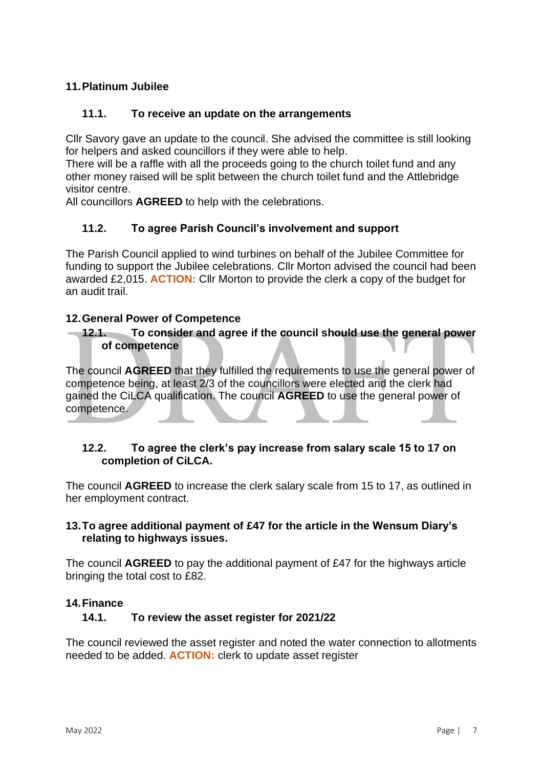## 11. Platinum Jubilee

### 11.1. To receive an update on the arrangements

Cllr Savory gave an update to the council. She advised the committee is still looking for helpers and asked councillors if they were able to help.
There will be a raffle with all the proceeds going to the church toilet fund and any other money raised will be split between the church toilet fund and the Attlebridge visitor centre.
All councillors **AGREED** to help with the celebrations.

### 11.2. To agree Parish Council's involvement and support

The Parish Council applied to wind turbines on behalf of the Jubilee Committee for funding to support the Jubilee celebrations. Cllr Morton advised the council had been awarded £2,015. **ACTION:** Cllr Morton to provide the clerk a copy of the budget for an audit trail.

## 12. General Power of Competence

### 12.1. To consider and agree if the council should use the general power of competence

The council **AGREED** that they fulfilled the requirements to use the general power of competence being, at least 2/3 of the councillors were elected and the clerk had gained the CiLCA qualification. The council **AGREED** to use the general power of competence.

### 12.2. To agree the clerk's pay increase from salary scale 15 to 17 on completion of CiLCA.

The council **AGREED** to increase the clerk salary scale from 15 to 17, as outlined in her employment contract.

## 13. To agree additional payment of £47 for the article in the Wensum Diary's relating to highways issues.

The council **AGREED** to pay the additional payment of £47 for the highways article bringing the total cost to £82.

## 14. Finance

### 14.1. To review the asset register for 2021/22

The council reviewed the asset register and noted the water connection to allotments needed to be added. **ACTION:** clerk to update asset register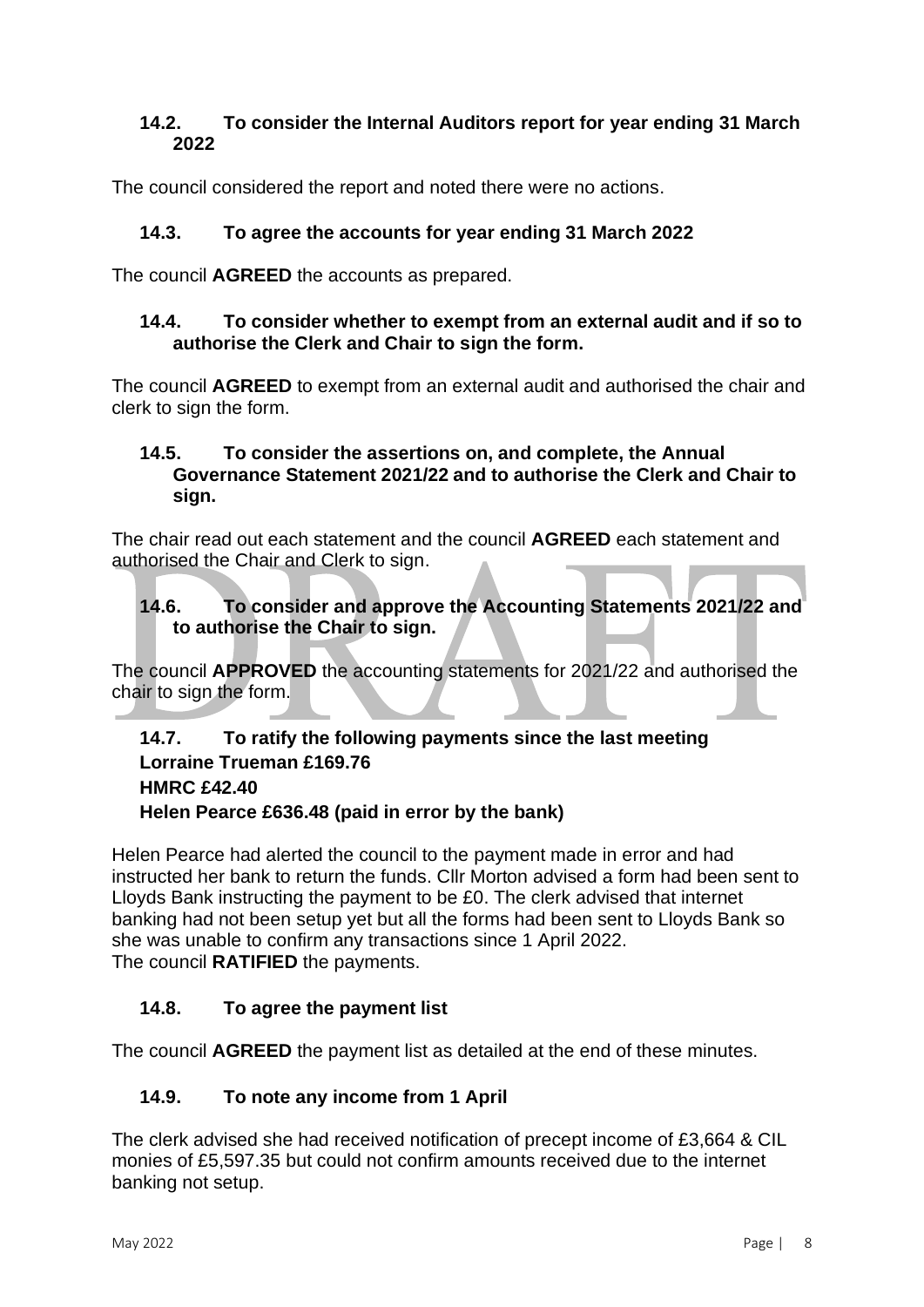### 14.2. To consider the Internal Auditors report for year ending 31 March 2022

The council considered the report and noted there were no actions.

### 14.3. To agree the accounts for year ending 31 March 2022

The council **AGREED** the accounts as prepared.

### 14.4. To consider whether to exempt from an external audit and if so to authorise the Clerk and Chair to sign the form.

The council **AGREED** to exempt from an external audit and authorised the chair and clerk to sign the form.

### 14.5. To consider the assertions on, and complete, the Annual Governance Statement 2021/22 and to authorise the Clerk and Chair to sign.

The chair read out each statement and the council **AGREED** each statement and authorised the Chair and Clerk to sign.

### 14.6. To consider and approve the Accounting Statements 2021/22 and to authorise the Chair to sign.

The council **APPROVED** the accounting statements for 2021/22 and authorised the chair to sign the form.

### 14.7. To ratify the following payments since the last meeting

**Lorraine Trueman £169.76**
**HMRC £42.40**
**Helen Pearce £636.48 (paid in error by the bank)**

Helen Pearce had alerted the council to the payment made in error and had instructed her bank to return the funds. Cllr Morton advised a form had been sent to Lloyds Bank instructing the payment to be £0. The clerk advised that internet banking had not been setup yet but all the forms had been sent to Lloyds Bank so she was unable to confirm any transactions since 1 April 2022.
The council **RATIFIED** the payments.

### 14.8. To agree the payment list

The council **AGREED** the payment list as detailed at the end of these minutes.

### 14.9. To note any income from 1 April

The clerk advised she had received notification of precept income of £3,664 & CIL monies of £5,597.35 but could not confirm amounts received due to the internet banking not setup.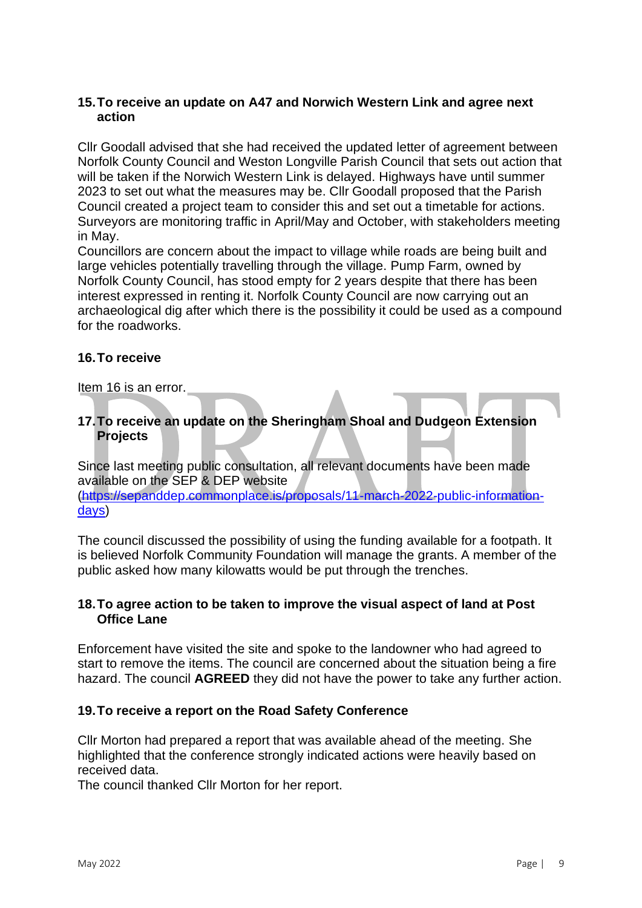### 15. To receive an update on A47 and Norwich Western Link and agree next action

Cllr Goodall advised that she had received the updated letter of agreement between Norfolk County Council and Weston Longville Parish Council that sets out action that will be taken if the Norwich Western Link is delayed. Highways have until summer 2023 to set out what the measures may be. Cllr Goodall proposed that the Parish Council created a project team to consider this and set out a timetable for actions. Surveyors are monitoring traffic in April/May and October, with stakeholders meeting in May.
Councillors are concern about the impact to village while roads are being built and large vehicles potentially travelling through the village. Pump Farm, owned by Norfolk County Council, has stood empty for 2 years despite that there has been interest expressed in renting it. Norfolk County Council are now carrying out an archaeological dig after which there is the possibility it could be used as a compound for the roadworks.

### 16. To receive

Item 16 is an error.

### 17. To receive an update on the Sheringham Shoal and Dudgeon Extension Projects

Since last meeting public consultation, all relevant documents have been made available on the SEP & DEP website (https://sepanddep.commonplace.is/proposals/11-march-2022-public-information-days)

The council discussed the possibility of using the funding available for a footpath. It is believed Norfolk Community Foundation will manage the grants. A member of the public asked how many kilowatts would be put through the trenches.

### 18. To agree action to be taken to improve the visual aspect of land at Post Office Lane

Enforcement have visited the site and spoke to the landowner who had agreed to start to remove the items. The council are concerned about the situation being a fire hazard. The council **AGREED** they did not have the power to take any further action.

### 19. To receive a report on the Road Safety Conference

Cllr Morton had prepared a report that was available ahead of the meeting. She highlighted that the conference strongly indicated actions were heavily based on received data.
The council thanked Cllr Morton for her report.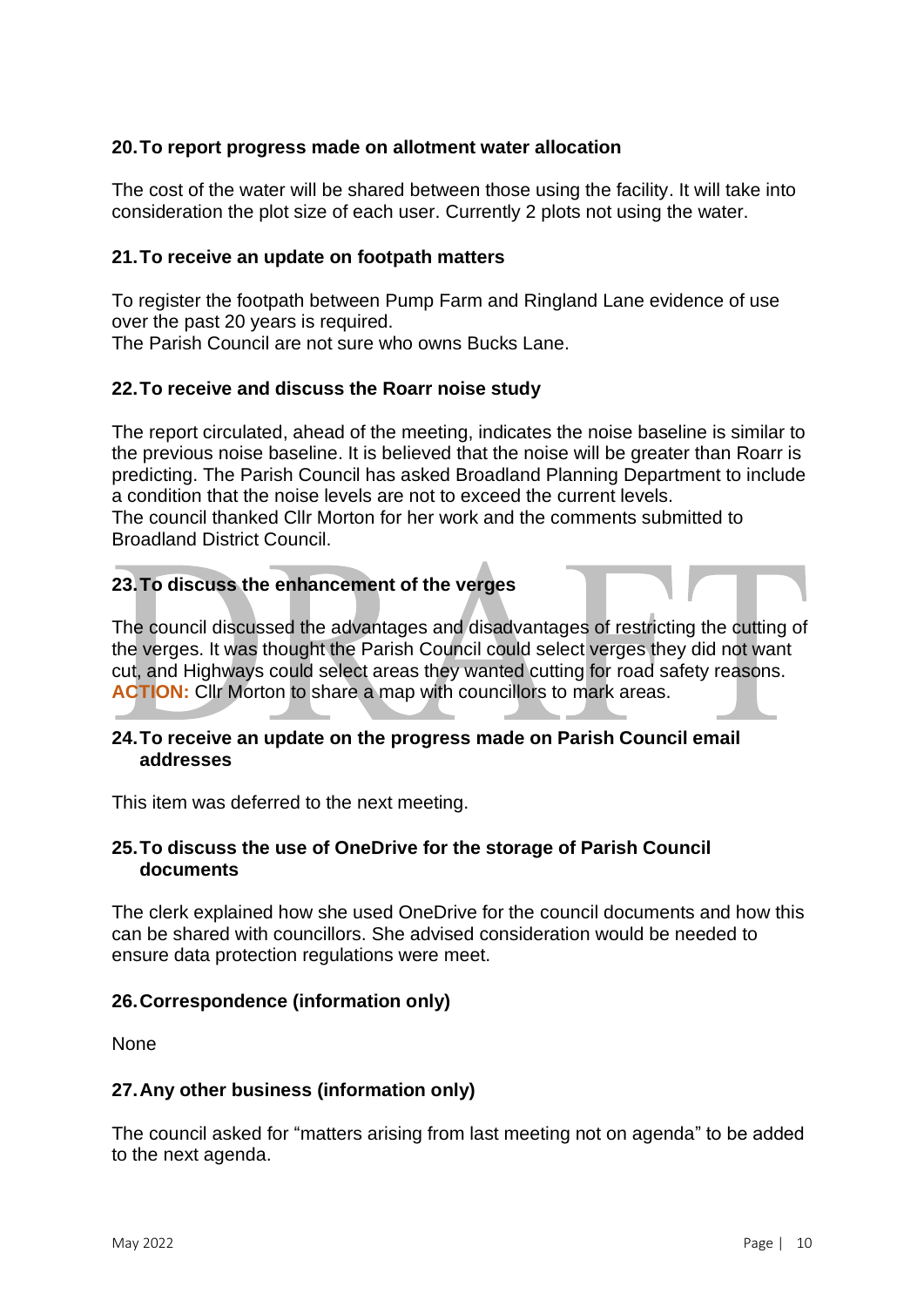## 20. To report progress made on allotment water allocation

The cost of the water will be shared between those using the facility. It will take into consideration the plot size of each user. Currently 2 plots not using the water.

## 21. To receive an update on footpath matters

To register the footpath between Pump Farm and Ringland Lane evidence of use over the past 20 years is required.
The Parish Council are not sure who owns Bucks Lane.

## 22. To receive and discuss the Roarr noise study

The report circulated, ahead of the meeting, indicates the noise baseline is similar to the previous noise baseline. It is believed that the noise will be greater than Roarr is predicting. The Parish Council has asked Broadland Planning Department to include a condition that the noise levels are not to exceed the current levels.
The council thanked Cllr Morton for her work and the comments submitted to Broadland District Council.

## 23. To discuss the enhancement of the verges

The council discussed the advantages and disadvantages of restricting the cutting of the verges. It was thought the Parish Council could select verges they did not want cut, and Highways could select areas they wanted cutting for road safety reasons.
**ACTION:** Cllr Morton to share a map with councillors to mark areas.

## 24. To receive an update on the progress made on Parish Council email addresses

This item was deferred to the next meeting.

## 25. To discuss the use of OneDrive for the storage of Parish Council documents

The clerk explained how she used OneDrive for the council documents and how this can be shared with councillors. She advised consideration would be needed to ensure data protection regulations were meet.

## 26. Correspondence (information only)

None

## 27. Any other business (information only)

The council asked for "matters arising from last meeting not on agenda" to be added to the next agenda.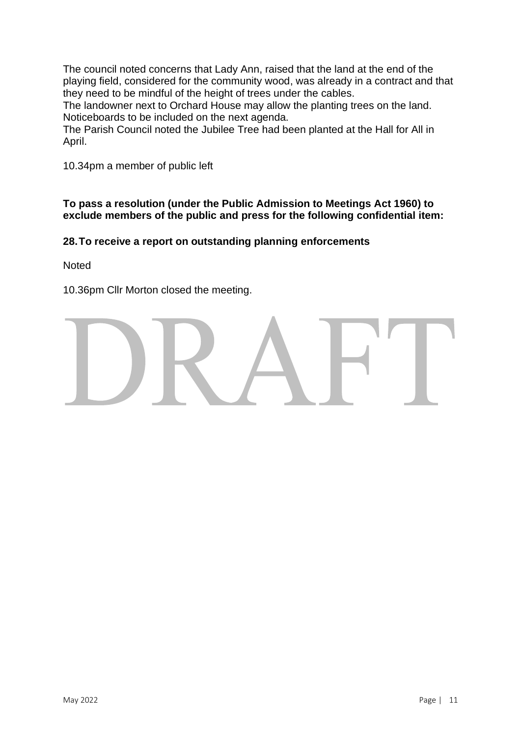The council noted concerns that Lady Ann, raised that the land at the end of the playing field, considered for the community wood, was already in a contract and that they need to be mindful of the height of trees under the cables.
The landowner next to Orchard House may allow the planting trees on the land.
Noticeboards to be included on the next agenda.
The Parish Council noted the Jubilee Tree had been planted at the Hall for All in April.

10.34pm a member of public left

**To pass a resolution (under the Public Admission to Meetings Act 1960) to exclude members of the public and press for the following confidential item:**

**28. To receive a report on outstanding planning enforcements**

Noted

10.36pm Cllr Morton closed the meeting.

DRAFT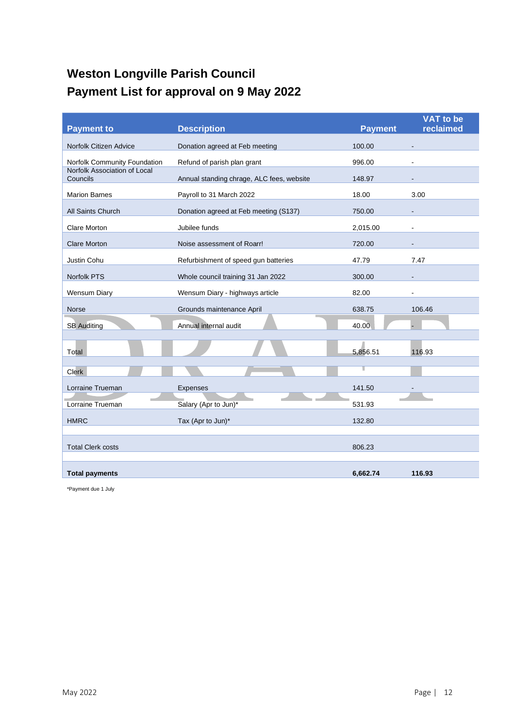# Weston Longville Parish Council
## Payment List for approval on 9 May 2022

| Payment to | Description | Payment | VAT to be reclaimed |
|---|---|---|---|
| Norfolk Citizen Advice | Donation agreed at Feb meeting | 100.00 | - |
| Norfolk Community Foundation | Refund of parish plan grant | 996.00 | - |
| Norfolk Association of Local Councils | Annual standing chrage, ALC fees, website | 148.97 | - |
| Marion Barnes | Payroll to 31 March 2022 | 18.00 | 3.00 |
| All Saints Church | Donation agreed at Feb meeting (S137) | 750.00 | - |
| Clare Morton | Jubilee funds | 2,015.00 | - |
| Clare Morton | Noise assessment of Roarr! | 720.00 | - |
| Justin Cohu | Refurbishment of speed gun batteries | 47.79 | 7.47 |
| Norfolk PTS | Whole council training 31 Jan 2022 | 300.00 | - |
| Wensum Diary | Wensum Diary - highways article | 82.00 | - |
| Norse | Grounds maintenance April | 638.75 | 106.46 |
| SB Auditing | Annual internal audit | 40.00 | - |
| | | | |
| Total | | 5,856.51 | 116.93 |
| | | | |
| Clerk | | | |
| Lorraine Trueman | Expenses | 141.50 | - |
| Lorraine Trueman | Salary (Apr to Jun)* | 531.93 | |
| HMRC | Tax (Apr to Jun)* | 132.80 | |
| | | | |
| Total Clerk costs | | 806.23 | |
| | | | |
| **Total payments** | | **6,662.74** | **116.93** |

*Payment due 1 July